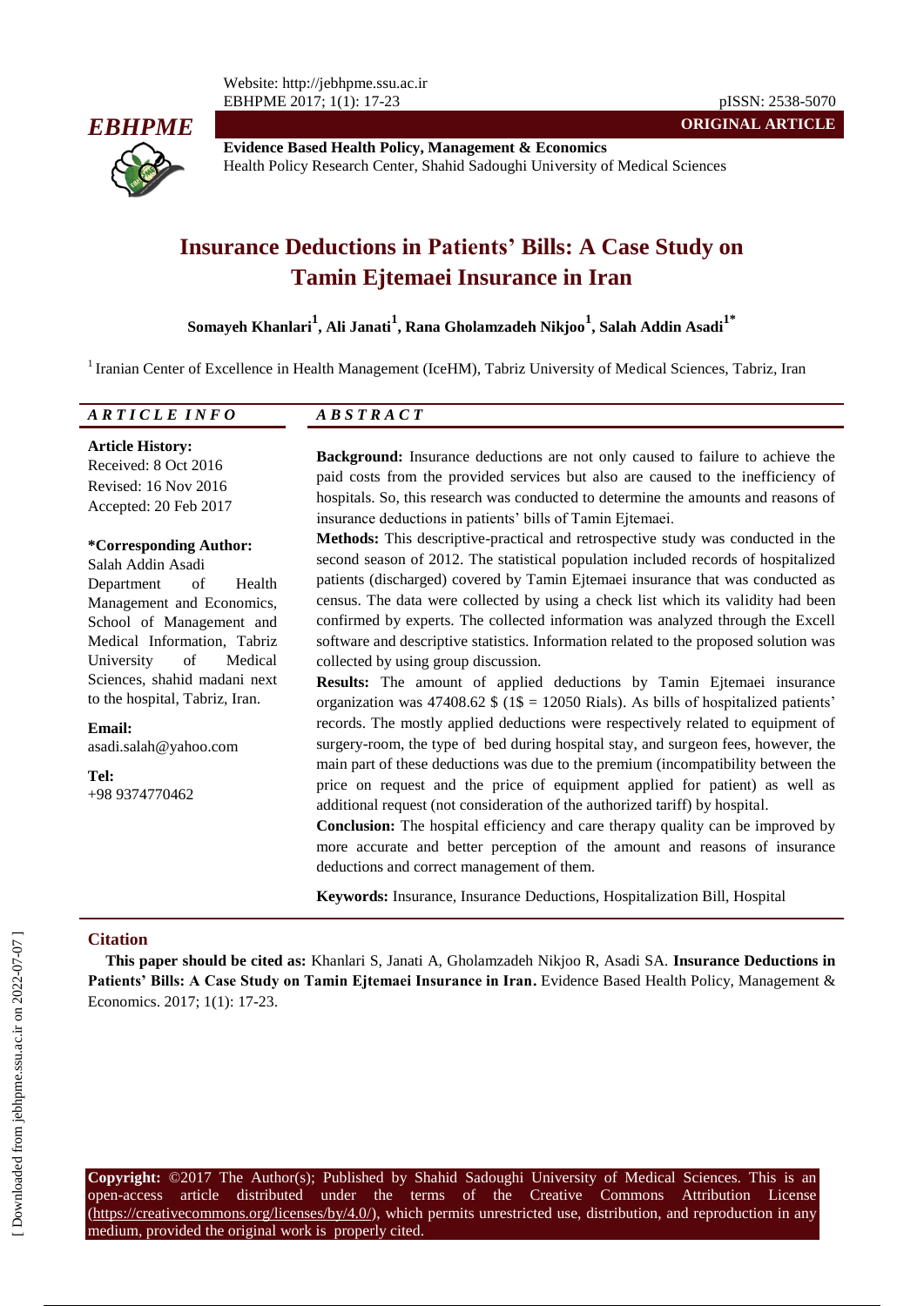**ORIGINAL ARTICLE**

**Evidence Based Health Policy, Management & Economics**
Health Policy Research Center, Shahid Sadoughi University of Medical Sciences

# Insurance Deductions in Patients' Bills: A Case Study on Tamin Ejtemaei Insurance in Iran

**Somayeh Khanlari[1], Ali Janati[1], Rana Gholamzadeh Nikjoo[1], Salah Addin Asadi[1*]**

[1] Iranian Center of Excellence in Health Management (IceHM), Tabriz University of Medical Sciences, Tabriz, Iran

## ARTICLE INFO

**Article History:**
Received: 8 Oct 2016
Revised: 16 Nov 2016
Accepted: 20 Feb 2017

**\*Corresponding Author:**
Salah Addin Asadi
Department of Health Management and Economics, School of Management and Medical Information, Tabriz University of Medical Sciences, shahid madani next to the hospital, Tabriz, Iran.

**Email:**
asadi.salah@yahoo.com

**Tel:**
+98 9374770462

## ABSTRACT

**Background:** Insurance deductions are not only caused to failure to achieve the paid costs from the provided services but also are caused to the inefficiency of hospitals. So, this research was conducted to determine the amounts and reasons of insurance deductions in patients' bills of Tamin Ejtemaei.

**Methods:** This descriptive-practical and retrospective study was conducted in the second season of 2012. The statistical population included records of hospitalized patients (discharged) covered by Tamin Ejtemaei insurance that was conducted as census. The data were collected by using a check list which its validity had been confirmed by experts. The collected information was analyzed through the Excell software and descriptive statistics. Information related to the proposed solution was collected by using group discussion.

**Results:** The amount of applied deductions by Tamin Ejtemaei insurance organization was 47408.62 $ (1$ = 12050 Rials). As bills of hospitalized patients' records. The mostly applied deductions were respectively related to equipment of surgery-room, the type of bed during hospital stay, and surgeon fees, however, the main part of these deductions was due to the premium (incompatibility between the price on request and the price of equipment applied for patient) as well as additional request (not consideration of the authorized tariff) by hospital.

**Conclusion:** The hospital efficiency and care therapy quality can be improved by more accurate and better perception of the amount and reasons of insurance deductions and correct management of them.

**Keywords:** Insurance, Insurance Deductions, Hospitalization Bill, Hospital

## Citation

**This paper should be cited as:** Khanlari S, Janati A, Gholamzadeh Nikjoo R, Asadi SA. **Insurance Deductions in Patients' Bills: A Case Study on Tamin Ejtemaei Insurance in Iran.** Evidence Based Health Policy, Management & Economics. 2017; 1(1): 17-23.

**Copyright:** ©2017 The Author(s); Published by Shahid Sadoughi University of Medical Sciences. This is an open-access article distributed under the terms of the Creative Commons Attribution License (https://creativecommons.org/licenses/by/4.0/), which permits unrestricted use, distribution, and reproduction in any medium, provided the original work is properly cited.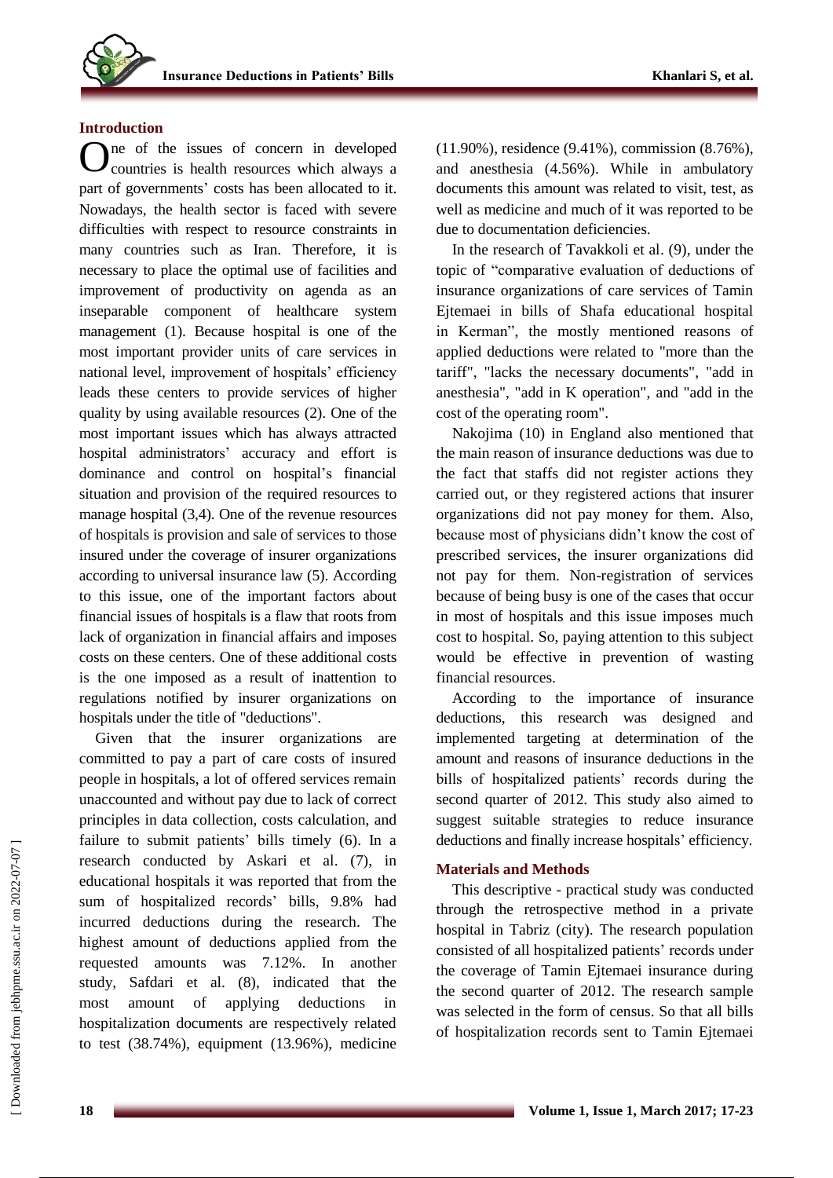## Introduction

One of the issues of concern in developed countries is health resources which always a part of governments' costs has been allocated to it. Nowadays, the health sector is faced with severe difficulties with respect to resource constraints in many countries such as Iran. Therefore, it is necessary to place the optimal use of facilities and improvement of productivity on agenda as an inseparable component of healthcare system management (1). Because hospital is one of the most important provider units of care services in national level, improvement of hospitals' efficiency leads these centers to provide services of higher quality by using available resources (2). One of the most important issues which has always attracted hospital administrators' accuracy and effort is dominance and control on hospital's financial situation and provision of the required resources to manage hospital (3,4). One of the revenue resources of hospitals is provision and sale of services to those insured under the coverage of insurer organizations according to universal insurance law (5). According to this issue, one of the important factors about financial issues of hospitals is a flaw that roots from lack of organization in financial affairs and imposes costs on these centers. One of these additional costs is the one imposed as a result of inattention to regulations notified by insurer organizations on hospitals under the title of "deductions".

Given that the insurer organizations are committed to pay a part of care costs of insured people in hospitals, a lot of offered services remain unaccounted and without pay due to lack of correct principles in data collection, costs calculation, and failure to submit patients' bills timely (6). In a research conducted by Askari et al. (7), in educational hospitals it was reported that from the sum of hospitalized records' bills, 9.8% had incurred deductions during the research. The highest amount of deductions applied from the requested amounts was 7.12%. In another study, Safdari et al. (8), indicated that the most amount of applying deductions in hospitalization documents are respectively related to test (38.74%), equipment (13.96%), medicine (11.90%), residence (9.41%), commission (8.76%), and anesthesia (4.56%). While in ambulatory documents this amount was related to visit, test, as well as medicine and much of it was reported to be due to documentation deficiencies.

In the research of Tavakkoli et al. (9), under the topic of "comparative evaluation of deductions of insurance organizations of care services of Tamin Ejtemaei in bills of Shafa educational hospital in Kerman", the mostly mentioned reasons of applied deductions were related to "more than the tariff", "lacks the necessary documents", "add in anesthesia", "add in K operation", and "add in the cost of the operating room".

Nakojima (10) in England also mentioned that the main reason of insurance deductions was due to the fact that staffs did not register actions they carried out, or they registered actions that insurer organizations did not pay money for them. Also, because most of physicians didn't know the cost of prescribed services, the insurer organizations did not pay for them. Non-registration of services because of being busy is one of the cases that occur in most of hospitals and this issue imposes much cost to hospital. So, paying attention to this subject would be effective in prevention of wasting financial resources.

According to the importance of insurance deductions, this research was designed and implemented targeting at determination of the amount and reasons of insurance deductions in the bills of hospitalized patients' records during the second quarter of 2012. This study also aimed to suggest suitable strategies to reduce insurance deductions and finally increase hospitals' efficiency.

## Materials and Methods

This descriptive - practical study was conducted through the retrospective method in a private hospital in Tabriz (city). The research population consisted of all hospitalized patients' records under the coverage of Tamin Ejtemaei insurance during the second quarter of 2012. The research sample was selected in the form of census. So that all bills of hospitalization records sent to Tamin Ejtemaei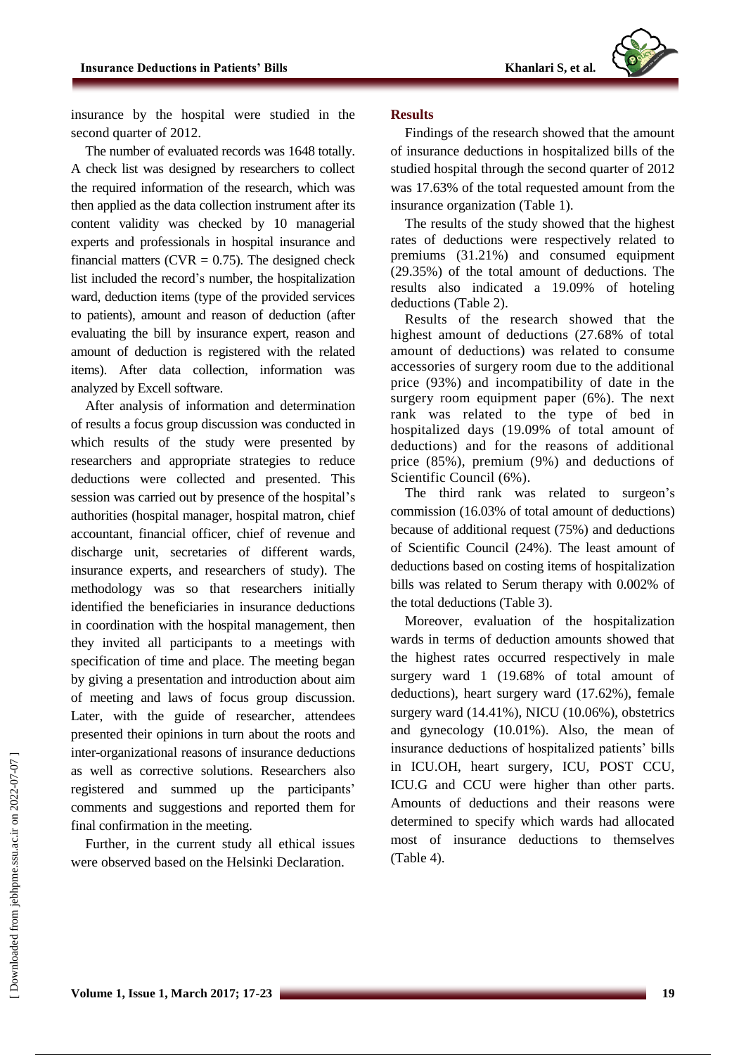insurance by the hospital were studied in the second quarter of 2012.

The number of evaluated records was 1648 totally. A check list was designed by researchers to collect the required information of the research, which was then applied as the data collection instrument after its content validity was checked by 10 managerial experts and professionals in hospital insurance and financial matters (CVR = 0.75). The designed check list included the record's number, the hospitalization ward, deduction items (type of the provided services to patients), amount and reason of deduction (after evaluating the bill by insurance expert, reason and amount of deduction is registered with the related items). After data collection, information was analyzed by Excell software.

After analysis of information and determination of results a focus group discussion was conducted in which results of the study were presented by researchers and appropriate strategies to reduce deductions were collected and presented. This session was carried out by presence of the hospital's authorities (hospital manager, hospital matron, chief accountant, financial officer, chief of revenue and discharge unit, secretaries of different wards, insurance experts, and researchers of study). The methodology was so that researchers initially identified the beneficiaries in insurance deductions in coordination with the hospital management, then they invited all participants to a meetings with specification of time and place. The meeting began by giving a presentation and introduction about aim of meeting and laws of focus group discussion. Later, with the guide of researcher, attendees presented their opinions in turn about the roots and inter-organizational reasons of insurance deductions as well as corrective solutions. Researchers also registered and summed up the participants' comments and suggestions and reported them for final confirmation in the meeting.

Further, in the current study all ethical issues were observed based on the Helsinki Declaration.

## Results

Findings of the research showed that the amount of insurance deductions in hospitalized bills of the studied hospital through the second quarter of 2012 was 17.63% of the total requested amount from the insurance organization (Table 1).

The results of the study showed that the highest rates of deductions were respectively related to premiums (31.21%) and consumed equipment (29.35%) of the total amount of deductions. The results also indicated a 19.09% of hoteling deductions (Table 2).

Results of the research showed that the highest amount of deductions (27.68% of total amount of deductions) was related to consume accessories of surgery room due to the additional price (93%) and incompatibility of date in the surgery room equipment paper (6%). The next rank was related to the type of bed in hospitalized days (19.09% of total amount of deductions) and for the reasons of additional price (85%), premium (9%) and deductions of Scientific Council (6%).

The third rank was related to surgeon's commission (16.03% of total amount of deductions) because of additional request (75%) and deductions of Scientific Council (24%). The least amount of deductions based on costing items of hospitalization bills was related to Serum therapy with 0.002% of the total deductions (Table 3).

Moreover, evaluation of the hospitalization wards in terms of deduction amounts showed that the highest rates occurred respectively in male surgery ward 1 (19.68% of total amount of deductions), heart surgery ward (17.62%), female surgery ward (14.41%), NICU (10.06%), obstetrics and gynecology (10.01%). Also, the mean of insurance deductions of hospitalized patients' bills in ICU.OH, heart surgery, ICU, POST CCU, ICU.G and CCU were higher than other parts. Amounts of deductions and their reasons were determined to specify which wards had allocated most of insurance deductions to themselves (Table 4).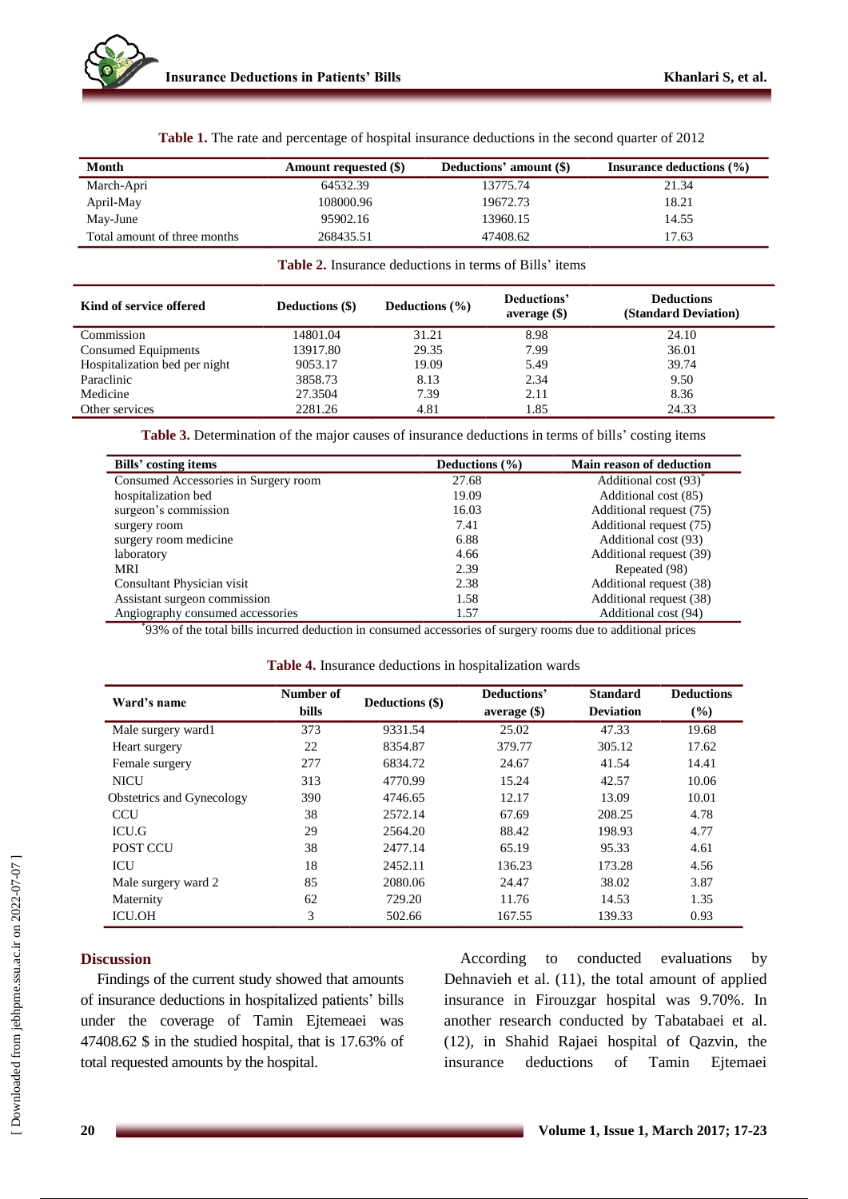**Table 1.** The rate and percentage of hospital insurance deductions in the second quarter of 2012

| Month | Amount requested ($) | Deductions' amount ($) | Insurance deductions (%) |
|---|---|---|---|
| March-Apri | 64532.39 | 13775.74 | 21.34 |
| April-May | 108000.96 | 19672.73 | 18.21 |
| May-June | 95902.16 | 13960.15 | 14.55 |
| Total amount of three months | 268435.51 | 47408.62 | 17.63 |

**Table 2.** Insurance deductions in terms of Bills' items

| Kind of service offered | Deductions ($) | Deductions (%) | Deductions' average ($) | Deductions (Standard Deviation) |
|---|---|---|---|---|
| Commission | 14801.04 | 31.21 | 8.98 | 24.10 |
| Consumed Equipments | 13917.80 | 29.35 | 7.99 | 36.01 |
| Hospitalization bed per night | 9053.17 | 19.09 | 5.49 | 39.74 |
| Paraclinic | 3858.73 | 8.13 | 2.34 | 9.50 |
| Medicine | 27.3504 | 7.39 | 2.11 | 8.36 |
| Other services | 2281.26 | 4.81 | 1.85 | 24.33 |

**Table 3.** Determination of the major causes of insurance deductions in terms of bills' costing items

| Bills' costing items | Deductions (%) | Main reason of deduction |
|---|---|---|
| Consumed Accessories in Surgery room | 27.68 | Additional cost (93)* |
| hospitalization bed | 19.09 | Additional cost (85) |
| surgeon's commission | 16.03 | Additional request (75) |
| surgery room | 7.41 | Additional request (75) |
| surgery room medicine | 6.88 | Additional cost (93) |
| laboratory | 4.66 | Additional request (39) |
| MRI | 2.39 | Repeated (98) |
| Consultant Physician visit | 2.38 | Additional request (38) |
| Assistant surgeon commission | 1.58 | Additional request (38) |
| Angiography consumed accessories | 1.57 | Additional cost (94) |

*93% of the total bills incurred deduction in consumed accessories of surgery rooms due to additional prices

**Table 4.** Insurance deductions in hospitalization wards

| Ward's name | Number of bills | Deductions ($) | Deductions' average ($) | Standard Deviation | Deductions (%) |
|---|---|---|---|---|---|
| Male surgery ward1 | 373 | 9331.54 | 25.02 | 47.33 | 19.68 |
| Heart surgery | 22 | 8354.87 | 379.77 | 305.12 | 17.62 |
| Female surgery | 277 | 6834.72 | 24.67 | 41.54 | 14.41 |
| NICU | 313 | 4770.99 | 15.24 | 42.57 | 10.06 |
| Obstetrics and Gynecology | 390 | 4746.65 | 12.17 | 13.09 | 10.01 |
| CCU | 38 | 2572.14 | 67.69 | 208.25 | 4.78 |
| ICU.G | 29 | 2564.20 | 88.42 | 198.93 | 4.77 |
| POST CCU | 38 | 2477.14 | 65.19 | 95.33 | 4.61 |
| ICU | 18 | 2452.11 | 136.23 | 173.28 | 4.56 |
| Male surgery ward 2 | 85 | 2080.06 | 24.47 | 38.02 | 3.87 |
| Maternity | 62 | 729.20 | 11.76 | 14.53 | 1.35 |
| ICU.OH | 3 | 502.66 | 167.55 | 139.33 | 0.93 |

## Discussion

Findings of the current study showed that amounts of insurance deductions in hospitalized patients' bills under the coverage of Tamin Ejtemeaei was 47408.62 $ in the studied hospital, that is 17.63% of total requested amounts by the hospital.

According to conducted evaluations by Dehnavieh et al. (11), the total amount of applied insurance in Firouzgar hospital was 9.70%. In another research conducted by Tabatabaei et al. (12), in Shahid Rajaei hospital of Qazvin, the insurance deductions of Tamin Ejtemaei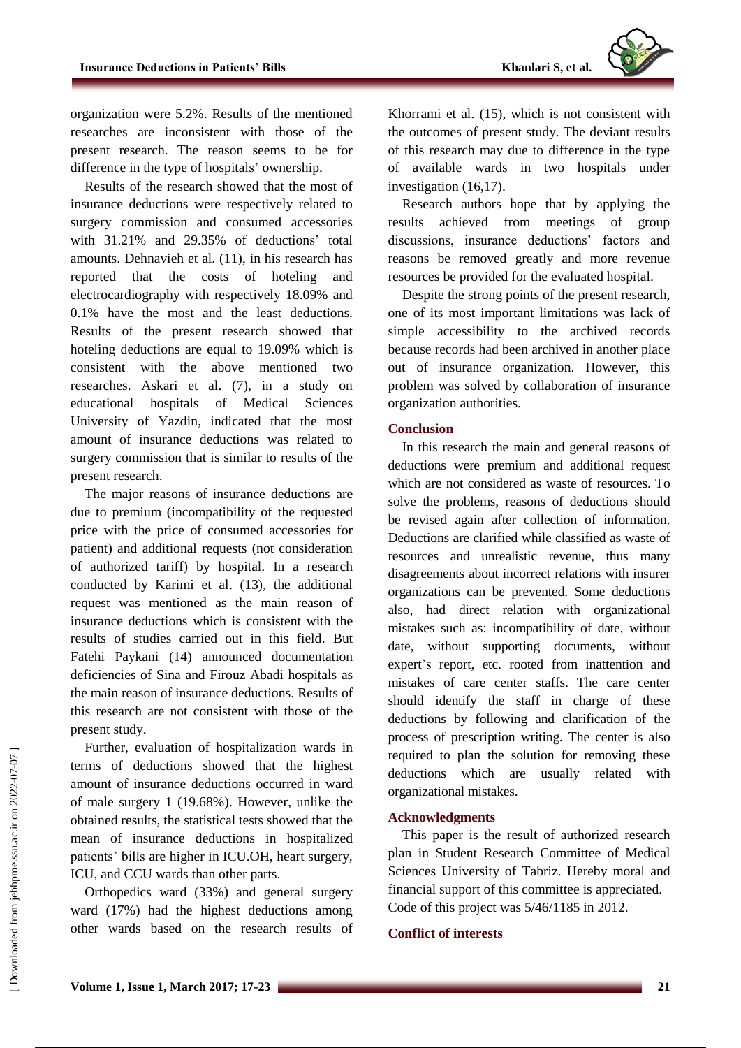organization were 5.2%. Results of the mentioned researches are inconsistent with those of the present research. The reason seems to be for difference in the type of hospitals' ownership.

Results of the research showed that the most of insurance deductions were respectively related to surgery commission and consumed accessories with 31.21% and 29.35% of deductions' total amounts. Dehnavieh et al. (11), in his research has reported that the costs of hoteling and electrocardiography with respectively 18.09% and 0.1% have the most and the least deductions. Results of the present research showed that hoteling deductions are equal to 19.09% which is consistent with the above mentioned two researches. Askari et al. (7), in a study on educational hospitals of Medical Sciences University of Yazdin, indicated that the most amount of insurance deductions was related to surgery commission that is similar to results of the present research.

The major reasons of insurance deductions are due to premium (incompatibility of the requested price with the price of consumed accessories for patient) and additional requests (not consideration of authorized tariff) by hospital. In a research conducted by Karimi et al. (13), the additional request was mentioned as the main reason of insurance deductions which is consistent with the results of studies carried out in this field. But Fatehi Paykani (14) announced documentation deficiencies of Sina and Firouz Abadi hospitals as the main reason of insurance deductions. Results of this research are not consistent with those of the present study.

Further, evaluation of hospitalization wards in terms of deductions showed that the highest amount of insurance deductions occurred in ward of male surgery 1 (19.68%). However, unlike the obtained results, the statistical tests showed that the mean of insurance deductions in hospitalized patients' bills are higher in ICU.OH, heart surgery, ICU, and CCU wards than other parts.

Orthopedics ward (33%) and general surgery ward (17%) had the highest deductions among other wards based on the research results of Khorrami et al. (15), which is not consistent with the outcomes of present study. The deviant results of this research may due to difference in the type of available wards in two hospitals under investigation (16,17).

Research authors hope that by applying the results achieved from meetings of group discussions, insurance deductions' factors and reasons be removed greatly and more revenue resources be provided for the evaluated hospital.

Despite the strong points of the present research, one of its most important limitations was lack of simple accessibility to the archived records because records had been archived in another place out of insurance organization. However, this problem was solved by collaboration of insurance organization authorities.

## Conclusion

In this research the main and general reasons of deductions were premium and additional request which are not considered as waste of resources. To solve the problems, reasons of deductions should be revised again after collection of information. Deductions are clarified while classified as waste of resources and unrealistic revenue, thus many disagreements about incorrect relations with insurer organizations can be prevented. Some deductions also, had direct relation with organizational mistakes such as: incompatibility of date, without date, without supporting documents, without expert's report, etc. rooted from inattention and mistakes of care center staffs. The care center should identify the staff in charge of these deductions by following and clarification of the process of prescription writing. The center is also required to plan the solution for removing these deductions which are usually related with organizational mistakes.

## Acknowledgments

This paper is the result of authorized research plan in Student Research Committee of Medical Sciences University of Tabriz. Hereby moral and financial support of this committee is appreciated. Code of this project was 5/46/1185 in 2012.

## Conflict of interests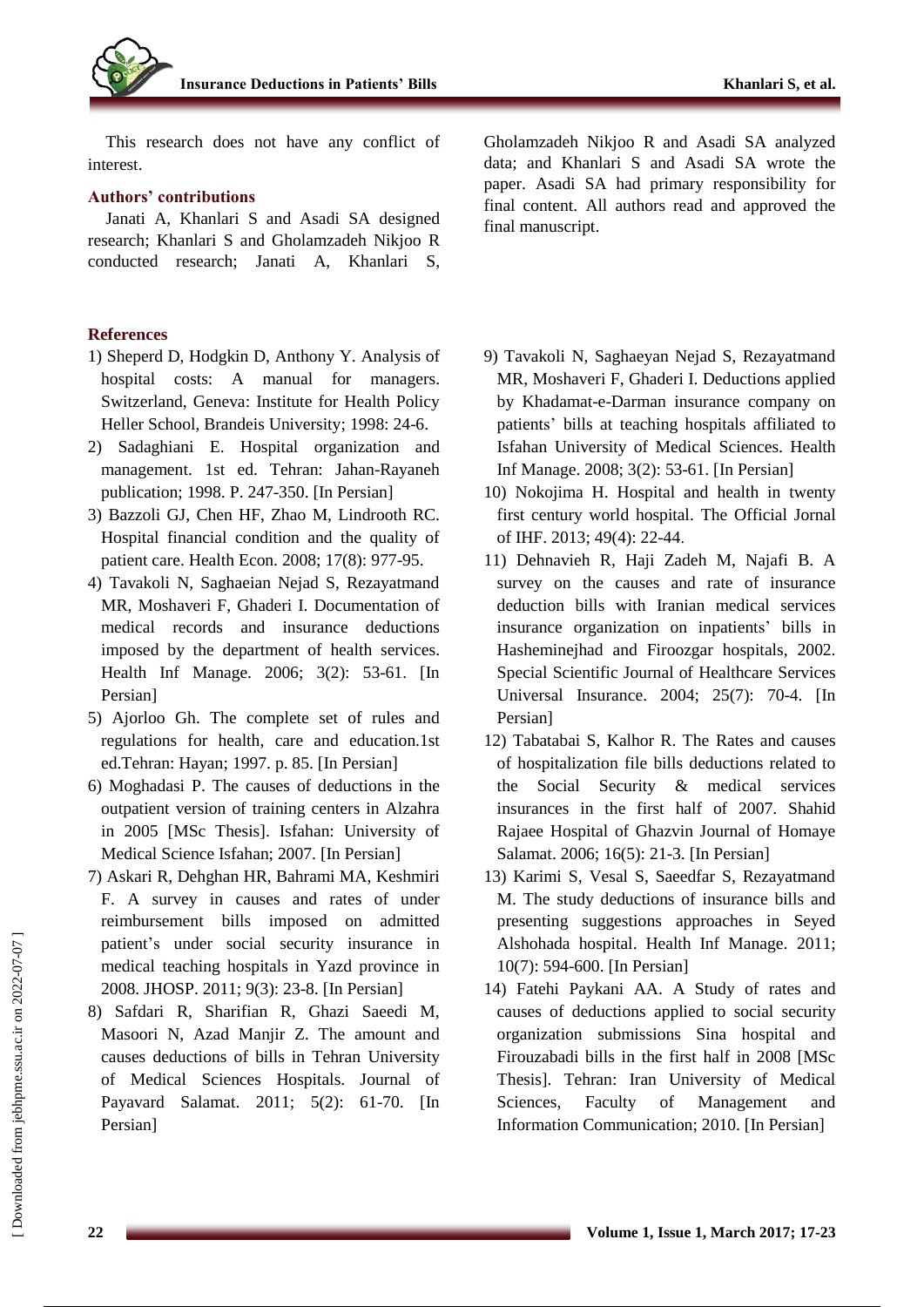This research does not have any conflict of interest.

## Authors' contributions

Janati A, Khanlari S and Asadi SA designed research; Khanlari S and Gholamzadeh Nikjoo R conducted research; Janati A, Khanlari S, Gholamzadeh Nikjoo R and Asadi SA analyzed data; and Khanlari S and Asadi SA wrote the paper. Asadi SA had primary responsibility for final content. All authors read and approved the final manuscript.

## References

1) Sheperd D, Hodgkin D, Anthony Y. Analysis of hospital costs: A manual for managers. Switzerland, Geneva: Institute for Health Policy Heller School, Brandeis University; 1998: 24-6.
2) Sadaghiani E. Hospital organization and management. 1st ed. Tehran: Jahan-Rayaneh publication; 1998. P. 247-350. [In Persian]
3) Bazzoli GJ, Chen HF, Zhao M, Lindrooth RC. Hospital financial condition and the quality of patient care. Health Econ. 2008; 17(8): 977-95.
4) Tavakoli N, Saghaeian Nejad S, Rezayatmand MR, Moshaveri F, Ghaderi I. Documentation of medical records and insurance deductions imposed by the department of health services. Health Inf Manage. 2006; 3(2): 53-61. [In Persian]
5) Ajorloo Gh. The complete set of rules and regulations for health, care and education.1st ed.Tehran: Hayan; 1997. p. 85. [In Persian]
6) Moghadasi P. The causes of deductions in the outpatient version of training centers in Alzahra in 2005 [MSc Thesis]. Isfahan: University of Medical Science Isfahan; 2007. [In Persian]
7) Askari R, Dehghan HR, Bahrami MA, Keshmiri F. A survey in causes and rates of under reimbursement bills imposed on admitted patient's under social security insurance in medical teaching hospitals in Yazd province in 2008. JHOSP. 2011; 9(3): 23-8. [In Persian]
8) Safdari R, Sharifian R, Ghazi Saeedi M, Masoori N, Azad Manjir Z. The amount and causes deductions of bills in Tehran University of Medical Sciences Hospitals. Journal of Payavard Salamat. 2011; 5(2): 61-70. [In Persian]
9) Tavakoli N, Saghaeyan Nejad S, Rezayatmand MR, Moshaveri F, Ghaderi I. Deductions applied by Khadamat-e-Darman insurance company on patients' bills at teaching hospitals affiliated to Isfahan University of Medical Sciences. Health Inf Manage. 2008; 3(2): 53-61. [In Persian]
10) Nokojima H. Hospital and health in twenty first century world hospital. The Official Jornal of IHF. 2013; 49(4): 22-44.
11) Dehnavieh R, Haji Zadeh M, Najafi B. A survey on the causes and rate of insurance deduction bills with Iranian medical services insurance organization on inpatients' bills in Hasheminejhad and Firoozgar hospitals, 2002. Special Scientific Journal of Healthcare Services Universal Insurance. 2004; 25(7): 70-4. [In Persian]
12) Tabatabai S, Kalhor R. The Rates and causes of hospitalization file bills deductions related to the Social Security & medical services insurances in the first half of 2007. Shahid Rajaee Hospital of Ghazvin Journal of Homaye Salamat. 2006; 16(5): 21-3. [In Persian]
13) Karimi S, Vesal S, Saeedfar S, Rezayatmand M. The study deductions of insurance bills and presenting suggestions approaches in Seyed Alshohada hospital. Health Inf Manage. 2011; 10(7): 594-600. [In Persian]
14) Fatehi Paykani AA. A Study of rates and causes of deductions applied to social security organization submissions Sina hospital and Firouzabadi bills in the first half in 2008 [MSc Thesis]. Tehran: Iran University of Medical Sciences, Faculty of Management and Information Communication; 2010. [In Persian]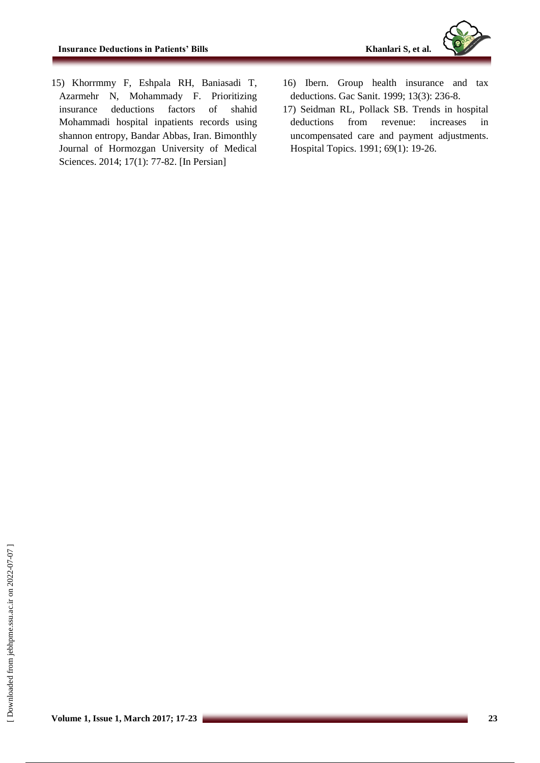15) Khorrmmy F, Eshpala RH, Baniasadi T, Azarmehr N, Mohammady F. Prioritizing insurance deductions factors of shahid Mohammadi hospital inpatients records using shannon entropy, Bandar Abbas, Iran. Bimonthly Journal of Hormozgan University of Medical Sciences. 2014; 17(1): 77-82. [In Persian]

16) Ibern. Group health insurance and tax deductions. Gac Sanit. 1999; 13(3): 236-8.

17) Seidman RL, Pollack SB. Trends in hospital deductions from revenue: increases in uncompensated care and payment adjustments. Hospital Topics. 1991; 69(1): 19-26.